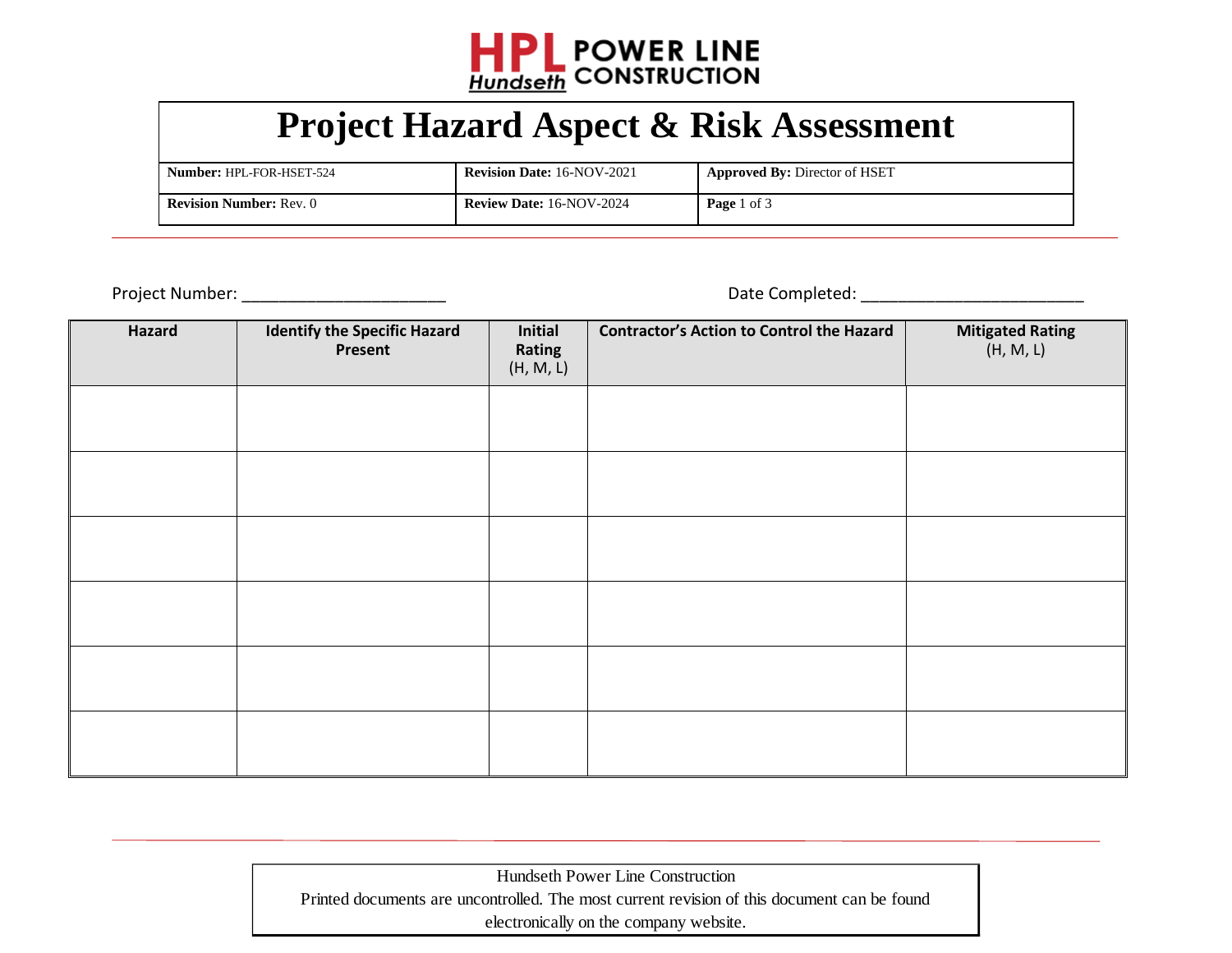HPL POWER LINE CONSTRUCTION
Hundseth

# Project Hazard Aspect & Risk Assessment

| **Number:** HPL-FOR-HSET-524 | **Revision Date:** 16-NOV-2021 | **Approved By:** Director of HSET |
|---|---|---|
| **Revision Number:** Rev. 0 | **Review Date:** 16-NOV-2024 | **Page** 1 of 3 |

Project Number: ______________________ Date Completed: ________________________

| **Hazard** | **Identify the Specific Hazard Present** | **Initial Rating** (H, M, L) | **Contractor's Action to Control the Hazard** | **Mitigated Rating** (H, M, L) |
|---|---|---|---|---|
| | | | | |
| | | | | |
| | | | | |
| | | | | |
| | | | | |
| | | | | |

Hundseth Power Line Construction
Printed documents are uncontrolled. The most current revision of this document can be found electronically on the company website.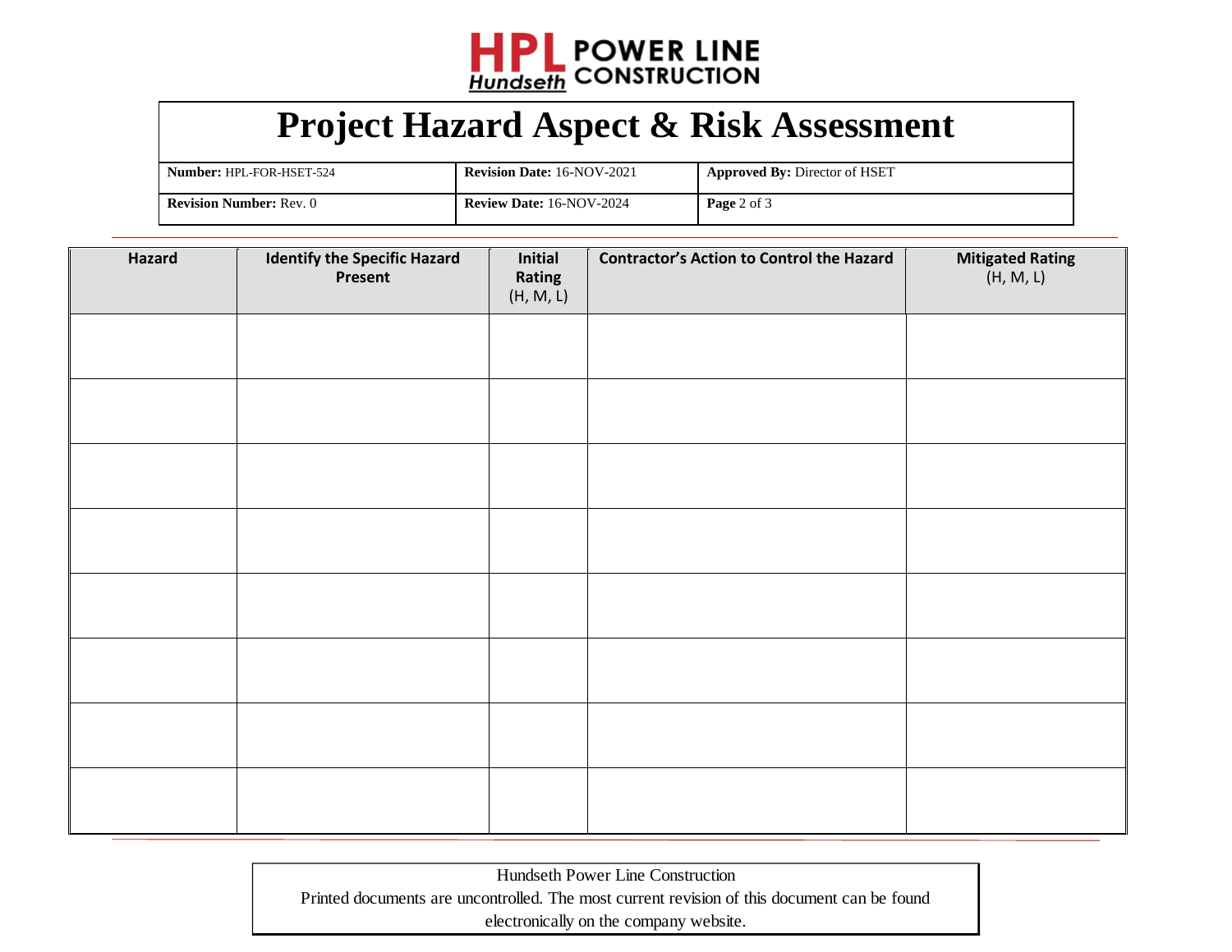# Project Hazard Aspect & Risk Assessment

| **Number:** HPL-FOR-HSET-524 | **Revision Date:** 16-NOV-2021 | **Approved By:** Director of HSET |
|---|---|---|
| **Revision Number:** Rev. 0 | **Review Date:** 16-NOV-2024 | **Page** 2 of 3 |

| **Hazard** | **Identify the Specific Hazard Present** | **Initial Rating** (H, M, L) | **Contractor's Action to Control the Hazard** | **Mitigated Rating** (H, M, L) |
|---|---|---|---|---|
| | | | | |
| | | | | |
| | | | | |
| | | | | |
| | | | | |
| | | | | |
| | | | | |
| | | | | |

Hundseth Power Line Construction
Printed documents are uncontrolled. The most current revision of this document can be found electronically on the company website.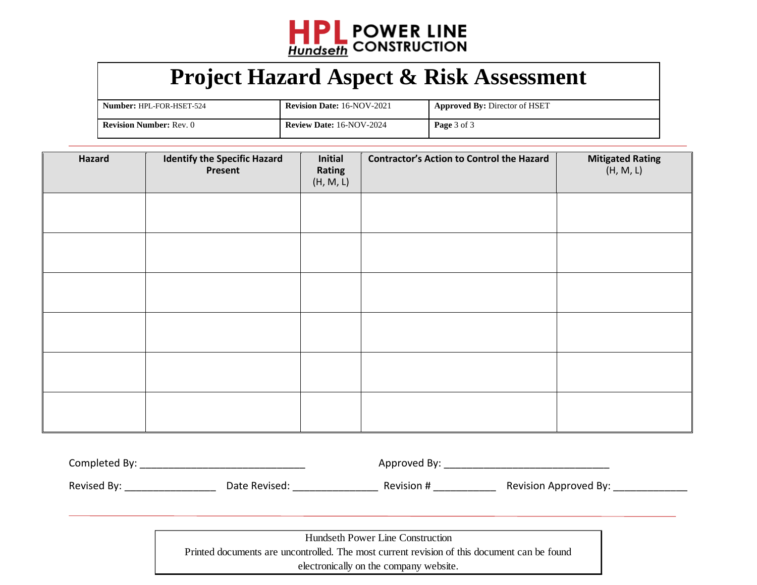HPL POWER LINE
Hundseth CONSTRUCTION

# Project Hazard Aspect & Risk Assessment

| **Number:** HPL-FOR-HSET-524 | **Revision Date:** 16-NOV-2021 | **Approved By:** Director of HSET |
|---|---|---|
| **Revision Number:** Rev. 0 | **Review Date:** 16-NOV-2024 | |

| **Hazard** | **Identify the Specific Hazard Present** | **Initial Rating** (H, M, L) | **Contractor's Action to Control the Hazard** | **Mitigated Rating** (H, M, L) |
|---|---|---|---|---|
| | | | | |
| | | | | |
| | | | | |
| | | | | |
| | | | | |
| | | | | |

Completed By: ______________________________ Approved By: ______________________________

Revised By: ________________ Date Revised: _______________ Revision # ___________ Revision Approved By: _____________

Hundseth Power Line Construction
Printed documents are uncontrolled. The most current revision of this document can be found electronically on the company website.